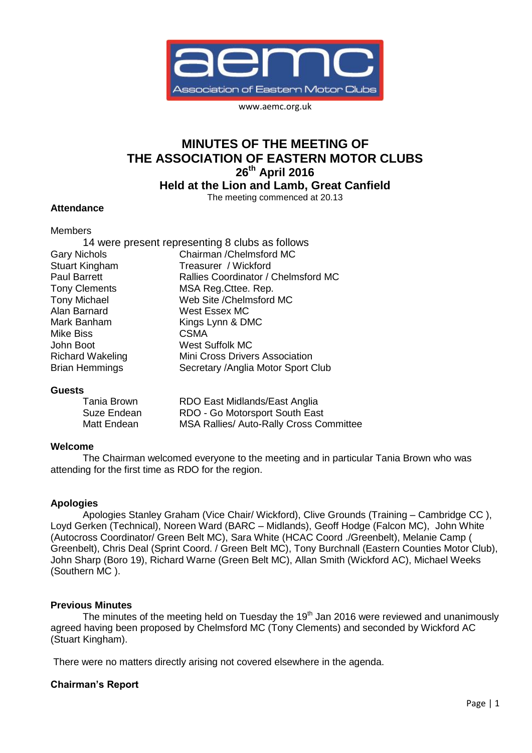aemc
Association of Eastern Motor Clubs

www.aemc.org.uk

# MINUTES OF THE MEETING OF THE ASSOCIATION OF EASTERN MOTOR CLUBS 26th April 2016 Held at the Lion and Lamb, Great Canfield

The meeting commenced at 20.13

### Attendance

Members

14 were present representing 8 clubs as follows

| | |
|---|---|
| Gary Nichols | Chairman /Chelmsford MC |
| Stuart Kingham | Treasurer / Wickford |
| Paul Barrett | Rallies Coordinator / Chelmsford MC |
| Tony Clements | MSA Reg.Cttee. Rep. |
| Tony Michael | Web Site /Chelmsford MC |
| Alan Barnard | West Essex MC |
| Mark Banham | Kings Lynn & DMC |
| Mike Biss | CSMA |
| John Boot | West Suffolk MC |
| Richard Wakeling | Mini Cross Drivers Association |
| Brian Hemmings | Secretary /Anglia Motor Sport Club |

### Guests

| | |
|---|---|
| Tania Brown | RDO East Midlands/East Anglia |
| Suze Endean | RDO - Go Motorsport South East |
| Matt Endean | MSA Rallies/ Auto-Rally Cross Committee |

### Welcome

The Chairman welcomed everyone to the meeting and in particular Tania Brown who was attending for the first time as RDO for the region.

### Apologies

Apologies Stanley Graham (Vice Chair/ Wickford), Clive Grounds (Training – Cambridge CC ), Loyd Gerken (Technical), Noreen Ward (BARC – Midlands), Geoff Hodge (Falcon MC), John White (Autocross Coordinator/ Green Belt MC), Sara White (HCAC Coord ./Greenbelt), Melanie Camp ( Greenbelt), Chris Deal (Sprint Coord. / Green Belt MC), Tony Burchnall (Eastern Counties Motor Club), John Sharp (Boro 19), Richard Warne (Green Belt MC), Allan Smith (Wickford AC), Michael Weeks (Southern MC ).

### Previous Minutes

The minutes of the meeting held on Tuesday the 19th Jan 2016 were reviewed and unanimously agreed having been proposed by Chelmsford MC (Tony Clements) and seconded by Wickford AC (Stuart Kingham).

There were no matters directly arising not covered elsewhere in the agenda.

### Chairman's Report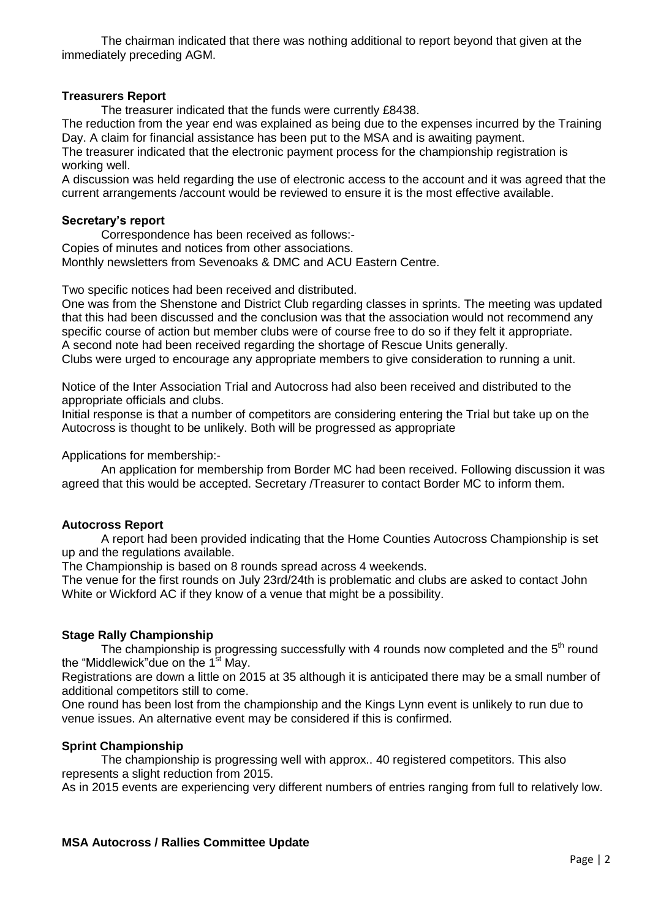The chairman indicated that there was nothing additional to report beyond that given at the immediately preceding AGM.

**Treasurers Report**

The treasurer indicated that the funds were currently £8438.

The reduction from the year end was explained as being due to the expenses incurred by the Training Day. A claim for financial assistance has been put to the MSA and is awaiting payment.

The treasurer indicated that the electronic payment process for the championship registration is working well.

A discussion was held regarding the use of electronic access to the account and it was agreed that the current arrangements /account would be reviewed to ensure it is the most effective available.

**Secretary's report**

Correspondence has been received as follows:-

Copies of minutes and notices from other associations.

Monthly newsletters from Sevenoaks & DMC and ACU Eastern Centre.

Two specific notices had been received and distributed.

One was from the Shenstone and District Club regarding classes in sprints. The meeting was updated that this had been discussed and the conclusion was that the association would not recommend any specific course of action but member clubs were of course free to do so if they felt it appropriate.

A second note had been received regarding the shortage of Rescue Units generally.

Clubs were urged to encourage any appropriate members to give consideration to running a unit.

Notice of the Inter Association Trial and Autocross had also been received and distributed to the appropriate officials and clubs.

Initial response is that a number of competitors are considering entering the Trial but take up on the Autocross is thought to be unlikely. Both will be progressed as appropriate

Applications for membership:-

An application for membership from Border MC had been received. Following discussion it was agreed that this would be accepted. Secretary /Treasurer to contact Border MC to inform them.

**Autocross Report**

A report had been provided indicating that the Home Counties Autocross Championship is set up and the regulations available.

The Championship is based on 8 rounds spread across 4 weekends.

The venue for the first rounds on July 23rd/24th is problematic and clubs are asked to contact John White or Wickford AC if they know of a venue that might be a possibility.

**Stage Rally Championship**

The championship is progressing successfully with 4 rounds now completed and the 5th round the "Middlewick"due on the 1st May.

Registrations are down a little on 2015 at 35 although it is anticipated there may be a small number of additional competitors still to come.

One round has been lost from the championship and the Kings Lynn event is unlikely to run due to venue issues. An alternative event may be considered if this is confirmed.

**Sprint Championship**

The championship is progressing well with approx.. 40 registered competitors. This also represents a slight reduction from 2015.

As in 2015 events are experiencing very different numbers of entries ranging from full to relatively low.

**MSA Autocross / Rallies Committee Update**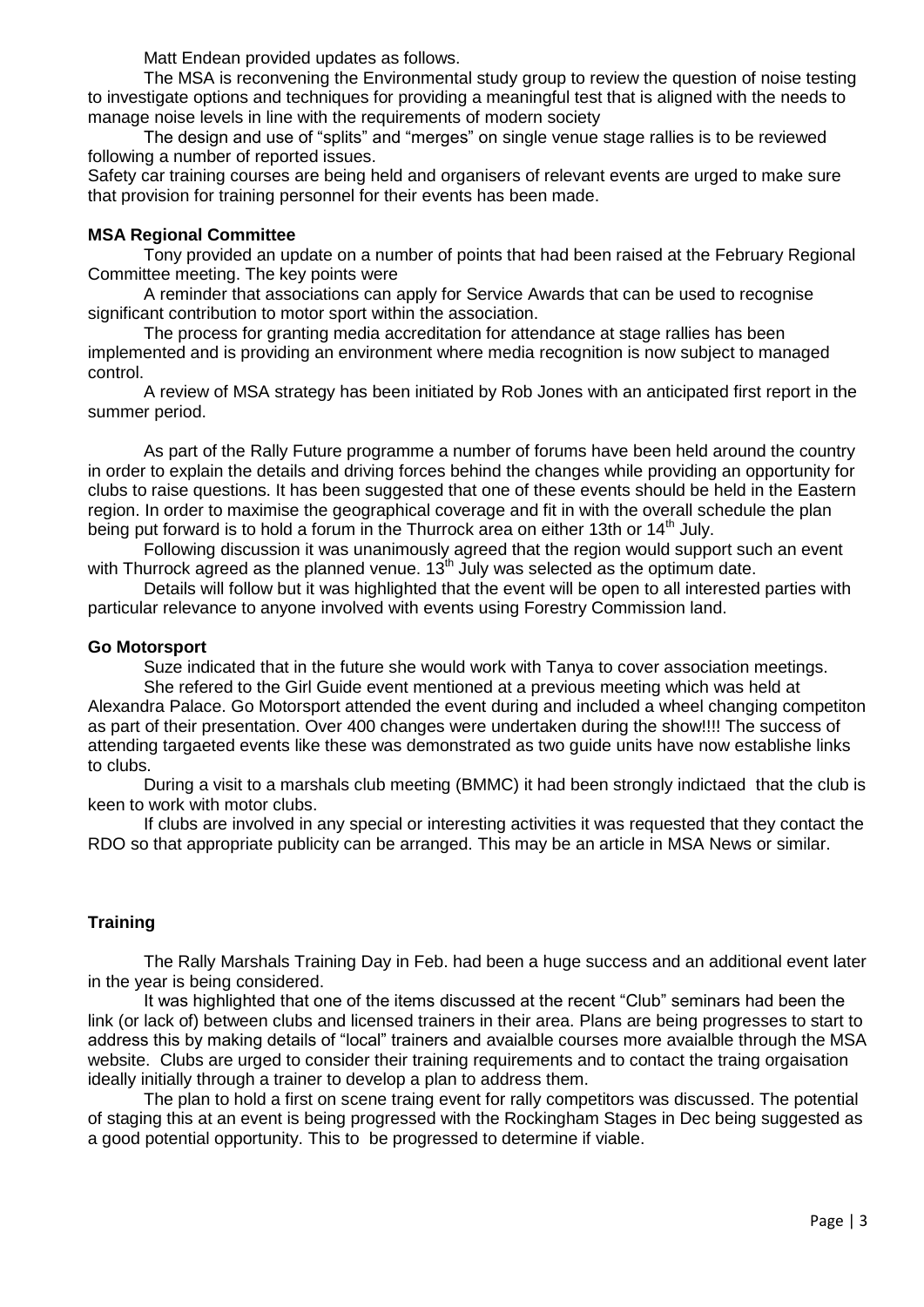Matt Endean provided updates as follows.

The MSA is reconvening the Environmental study group to review the question of noise testing to investigate options and techniques for providing a meaningful test that is aligned with the needs to manage noise levels in line with the requirements of modern society

The design and use of "splits" and "merges" on single venue stage rallies is to be reviewed following a number of reported issues.

Safety car training courses are being held and organisers of relevant events are urged to make sure that provision for training personnel for their events has been made.

**MSA Regional Committee**

Tony provided an update on a number of points that had been raised at the February Regional Committee meeting. The key points were

A reminder that associations can apply for Service Awards that can be used to recognise significant contribution to motor sport within the association.

The process for granting media accreditation for attendance at stage rallies has been implemented and is providing an environment where media recognition is now subject to managed control.

A review of MSA strategy has been initiated by Rob Jones with an anticipated first report in the summer period.

As part of the Rally Future programme a number of forums have been held around the country in order to explain the details and driving forces behind the changes while providing an opportunity for clubs to raise questions. It has been suggested that one of these events should be held in the Eastern region. In order to maximise the geographical coverage and fit in with the overall schedule the plan being put forward is to hold a forum in the Thurrock area on either 13th or 14th July.

Following discussion it was unanimously agreed that the region would support such an event with Thurrock agreed as the planned venue. 13th July was selected as the optimum date.

Details will follow but it was highlighted that the event will be open to all interested parties with particular relevance to anyone involved with events using Forestry Commission land.

**Go Motorsport**

Suze indicated that in the future she would work with Tanya to cover association meetings.

She refered to the Girl Guide event mentioned at a previous meeting which was held at Alexandra Palace. Go Motorsport attended the event during and included a wheel changing competiton as part of their presentation. Over 400 changes were undertaken during the show!!!! The success of attending targaeted events like these was demonstrated as two guide units have now establishe links to clubs.

During a visit to a marshals club meeting (BMMC) it had been strongly indictaed that the club is keen to work with motor clubs.

If clubs are involved in any special or interesting activities it was requested that they contact the RDO so that appropriate publicity can be arranged. This may be an article in MSA News or similar.

**Training**

The Rally Marshals Training Day in Feb. had been a huge success and an additional event later in the year is being considered.

It was highlighted that one of the items discussed at the recent "Club" seminars had been the link (or lack of) between clubs and licensed trainers in their area. Plans are being progresses to start to address this by making details of "local" trainers and avaialble courses more avaialble through the MSA website. Clubs are urged to consider their training requirements and to contact the traing orgaisation ideally initially through a trainer to develop a plan to address them.

The plan to hold a first on scene traing event for rally competitors was discussed. The potential of staging this at an event is being progressed with the Rockingham Stages in Dec being suggested as a good potential opportunity. This to be progressed to determine if viable.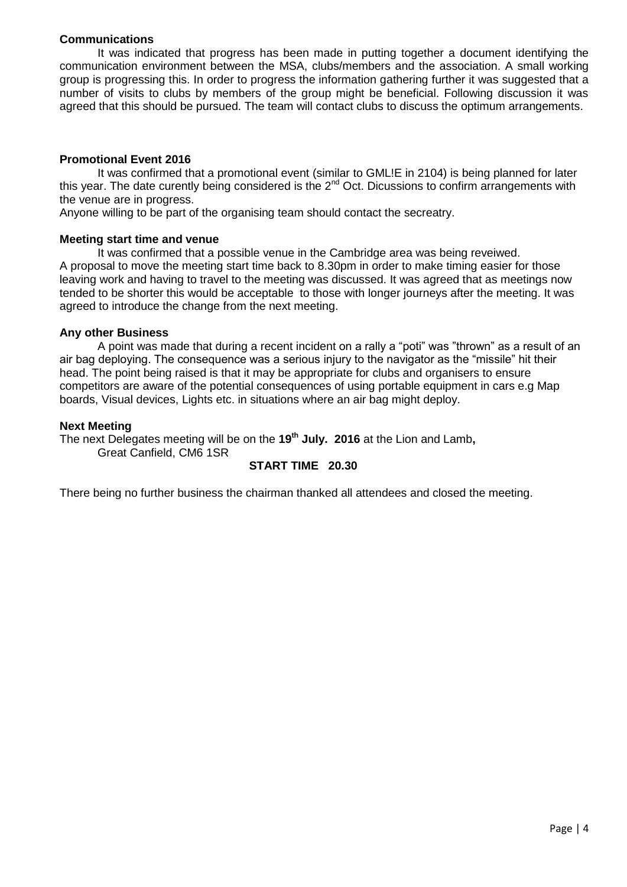**Communications**

It was indicated that progress has been made in putting together a document identifying the communication environment between the MSA, clubs/members and the association. A small working group is progressing this. In order to progress the information gathering further it was suggested that a number of visits to clubs by members of the group might be beneficial. Following discussion it was agreed that this should be pursued. The team will contact clubs to discuss the optimum arrangements.

**Promotional Event 2016**

It was confirmed that a promotional event (similar to GML!E in 2104) is being planned for later this year. The date curently being considered is the 2nd Oct. Dicussions to confirm arrangements with the venue are in progress.

Anyone willing to be part of the organising team should contact the secreatry.

**Meeting start time and venue**

It was confirmed that a possible venue in the Cambridge area was being reveiwed.

A proposal to move the meeting start time back to 8.30pm in order to make timing easier for those leaving work and having to travel to the meeting was discussed. It was agreed that as meetings now tended to be shorter this would be acceptable to those with longer journeys after the meeting. It was agreed to introduce the change from the next meeting.

**Any other Business**

A point was made that during a recent incident on a rally a "poti" was "thrown" as a result of an air bag deploying. The consequence was a serious injury to the navigator as the "missile" hit their head. The point being raised is that it may be appropriate for clubs and organisers to ensure competitors are aware of the potential consequences of using portable equipment in cars e.g Map boards, Visual devices, Lights etc. in situations where an air bag might deploy.

**Next Meeting**

The next Delegates meeting will be on the **19th July. 2016** at the Lion and Lamb**,**
Great Canfield, CM6 1SR

**START TIME 20.30**

There being no further business the chairman thanked all attendees and closed the meeting.